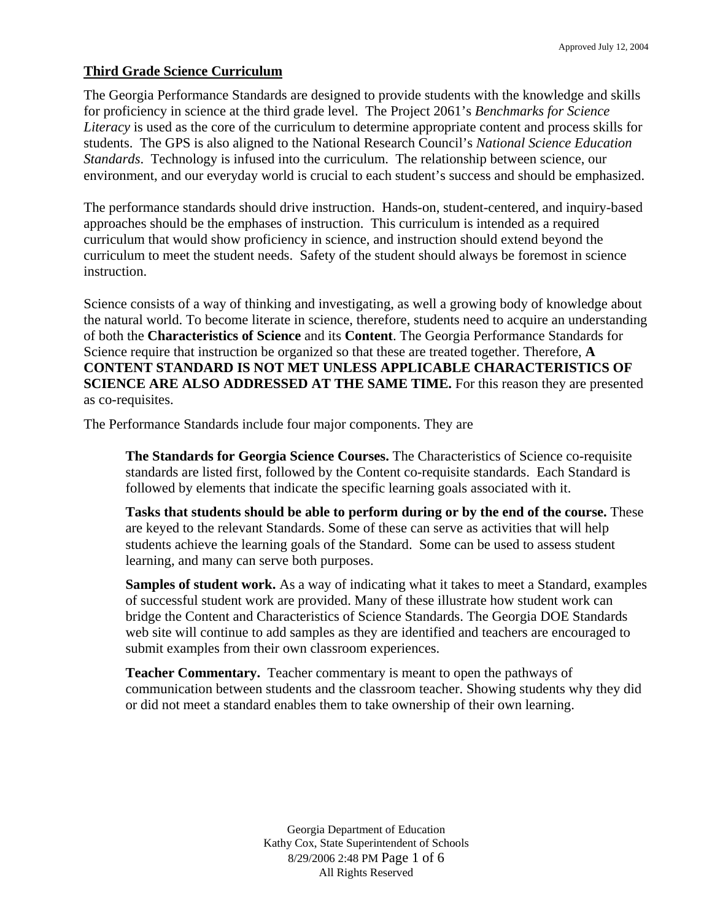## Third Grade Science Curriculum

The Georgia Performance Standards are designed to provide students with the knowledge and skills for proficiency in science at the third grade level. The Project 2061's *Benchmarks for Science Literacy* is used as the core of the curriculum to determine appropriate content and process skills for students. The GPS is also aligned to the National Research Council's *National Science Education Standards*. Technology is infused into the curriculum. The relationship between science, our environment, and our everyday world is crucial to each student's success and should be emphasized.

The performance standards should drive instruction. Hands-on, student-centered, and inquiry-based approaches should be the emphases of instruction. This curriculum is intended as a required curriculum that would show proficiency in science, and instruction should extend beyond the curriculum to meet the student needs. Safety of the student should always be foremost in science instruction.

Science consists of a way of thinking and investigating, as well a growing body of knowledge about the natural world. To become literate in science, therefore, students need to acquire an understanding of both the **Characteristics of Science** and its **Content**. The Georgia Performance Standards for Science require that instruction be organized so that these are treated together. Therefore, **A CONTENT STANDARD IS NOT MET UNLESS APPLICABLE CHARACTERISTICS OF SCIENCE ARE ALSO ADDRESSED AT THE SAME TIME.** For this reason they are presented as co-requisites.

The Performance Standards include four major components. They are

**The Standards for Georgia Science Courses.** The Characteristics of Science co-requisite standards are listed first, followed by the Content co-requisite standards. Each Standard is followed by elements that indicate the specific learning goals associated with it.

**Tasks that students should be able to perform during or by the end of the course.** These are keyed to the relevant Standards. Some of these can serve as activities that will help students achieve the learning goals of the Standard. Some can be used to assess student learning, and many can serve both purposes.

**Samples of student work.** As a way of indicating what it takes to meet a Standard, examples of successful student work are provided. Many of these illustrate how student work can bridge the Content and Characteristics of Science Standards. The Georgia DOE Standards web site will continue to add samples as they are identified and teachers are encouraged to submit examples from their own classroom experiences.

**Teacher Commentary.** Teacher commentary is meant to open the pathways of communication between students and the classroom teacher. Showing students why they did or did not meet a standard enables them to take ownership of their own learning.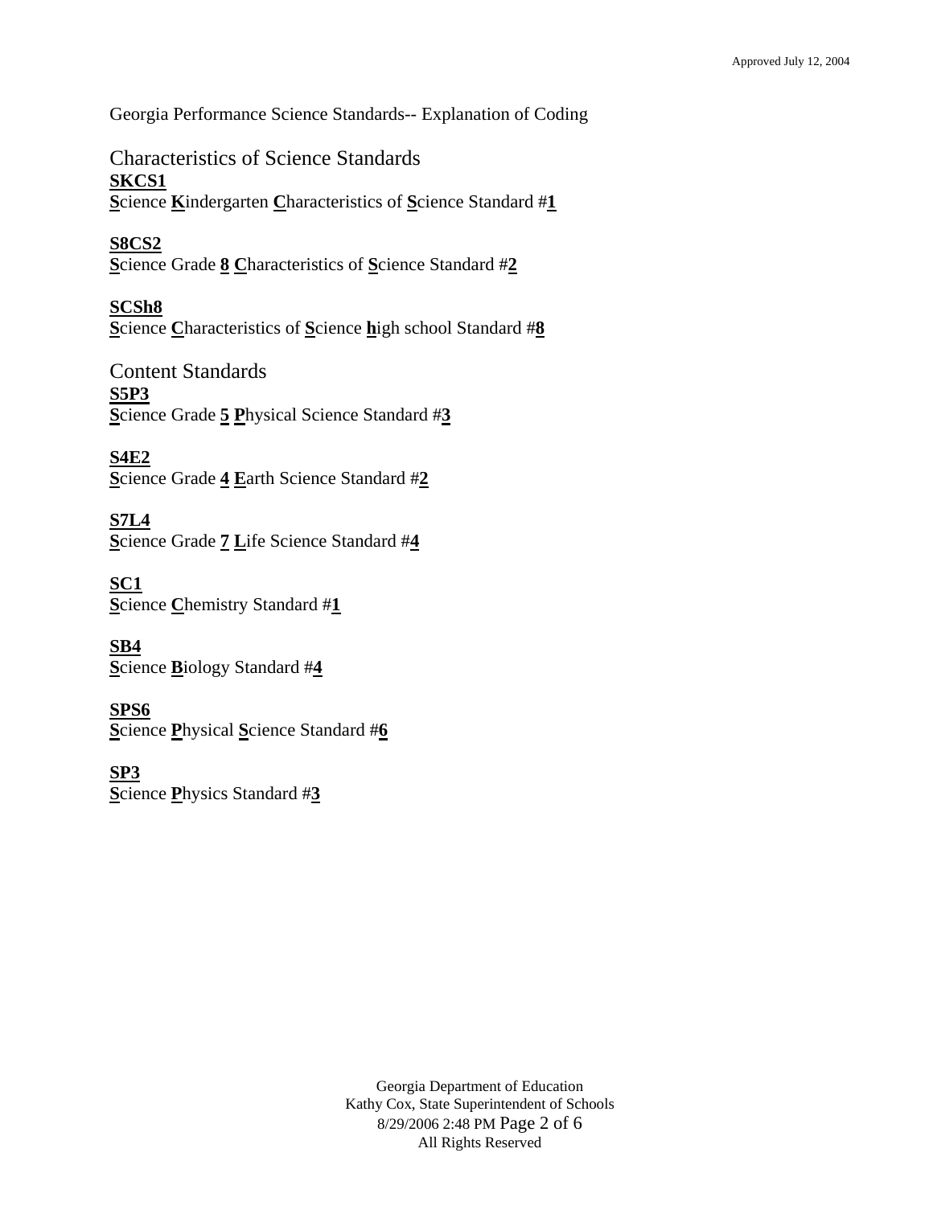Georgia Performance Science Standards-- Explanation of Coding

## Characteristics of Science Standards

<u>**SKCS1**</u>
<u>**S**</u>cience <u>**K**</u>indergarten <u>**C**</u>haracteristics of <u>**S**</u>cience Standard #<u>**1**</u>

<u>**S8CS2**</u>
<u>**S**</u>cience Grade <u>**8**</u> <u>**C**</u>haracteristics of <u>**S**</u>cience Standard #<u>**2**</u>

<u>**SCSh8**</u>
<u>**S**</u>cience <u>**C**</u>haracteristics of <u>**S**</u>cience <u>**h**</u>igh school Standard #<u>**8**</u>

## Content Standards

<u>**S5P3**</u>
<u>**S**</u>cience Grade <u>**5**</u> <u>**P**</u>hysical Science Standard #<u>**3**</u>

<u>**S4E2**</u>
<u>**S**</u>cience Grade <u>**4**</u> <u>**E**</u>arth Science Standard #<u>**2**</u>

<u>**S7L4**</u>
<u>**S**</u>cience Grade <u>**7**</u> <u>**L**</u>ife Science Standard #<u>**4**</u>

<u>**SC1**</u>
<u>**S**</u>cience <u>**C**</u>hemistry Standard #<u>**1**</u>

<u>**SB4**</u>
<u>**S**</u>cience <u>**B**</u>iology Standard #<u>**4**</u>

<u>**SPS6**</u>
<u>**S**</u>cience <u>**P**</u>hysical <u>**S**</u>cience Standard #<u>**6**</u>

<u>**SP3**</u>
<u>**S**</u>cience <u>**P**</u>hysics Standard #<u>**3**</u>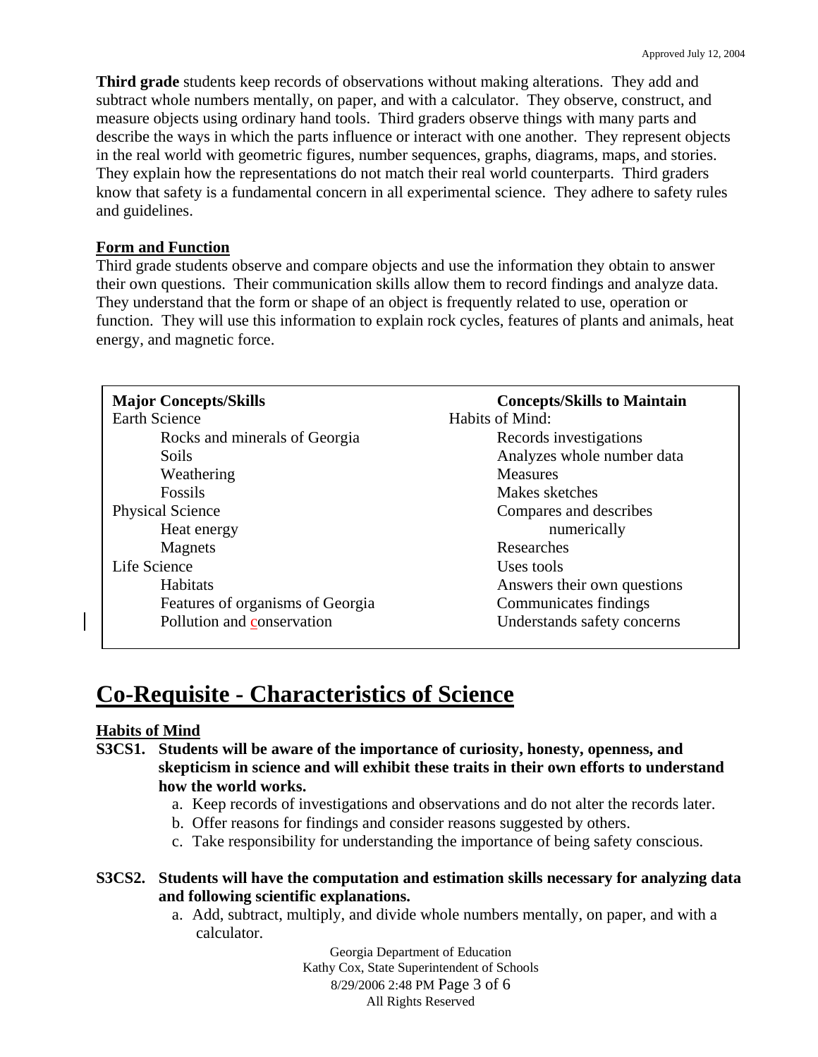**Third grade** students keep records of observations without making alterations. They add and subtract whole numbers mentally, on paper, and with a calculator. They observe, construct, and measure objects using ordinary hand tools. Third graders observe things with many parts and describe the ways in which the parts influence or interact with one another. They represent objects in the real world with geometric figures, number sequences, graphs, diagrams, maps, and stories. They explain how the representations do not match their real world counterparts. Third graders know that safety is a fundamental concern in all experimental science. They adhere to safety rules and guidelines.

**Form and Function**

Third grade students observe and compare objects and use the information they obtain to answer their own questions. Their communication skills allow them to record findings and analyze data. They understand that the form or shape of an object is frequently related to use, operation or function. They will use this information to explain rock cycles, features of plants and animals, heat energy, and magnetic force.

| **Major Concepts/Skills** | **Concepts/Skills to Maintain** |
|---|---|
| Earth Science | Habits of Mind: |
| Rocks and minerals of Georgia | Records investigations |
| Soils | Analyzes whole number data |
| Weathering | Measures |
| Fossils | Makes sketches |
| Physical Science | Compares and describes numerically |
| Heat energy | Researches |
| Magnets | Uses tools |
| Life Science | Answers their own questions |
| Habitats | Communicates findings |
| Features of organisms of Georgia | Understands safety concerns |
| Pollution and conservation | |

# Co-Requisite - Characteristics of Science

**Habits of Mind**

**S3CS1. Students will be aware of the importance of curiosity, honesty, openness, and skepticism in science and will exhibit these traits in their own efforts to understand how the world works.**

a. Keep records of investigations and observations and do not alter the records later.
b. Offer reasons for findings and consider reasons suggested by others.
c. Take responsibility for understanding the importance of being safety conscious.

**S3CS2. Students will have the computation and estimation skills necessary for analyzing data and following scientific explanations.**

a. Add, subtract, multiply, and divide whole numbers mentally, on paper, and with a calculator.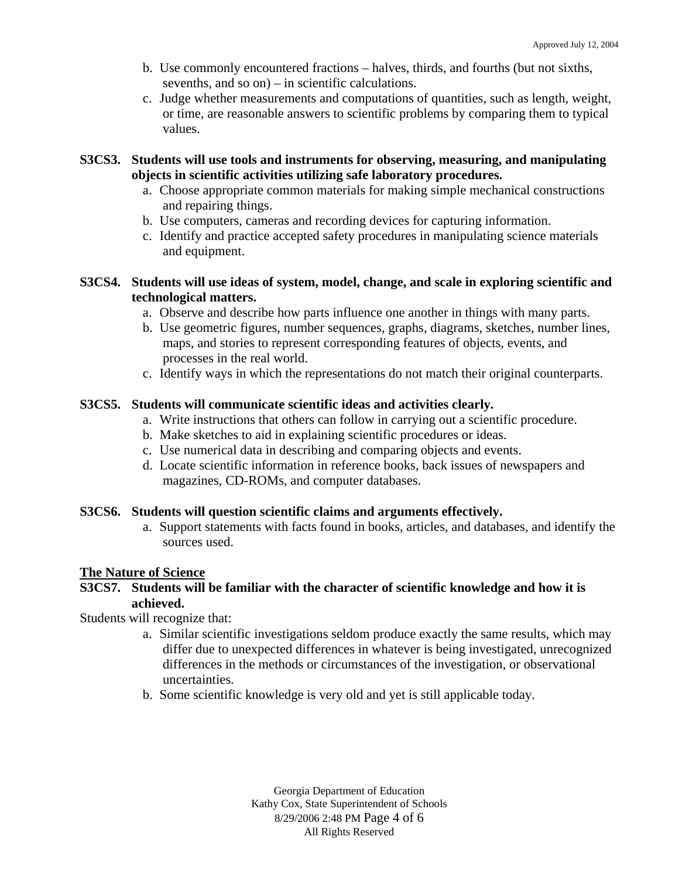b. Use commonly encountered fractions – halves, thirds, and fourths (but not sixths, sevenths, and so on) – in scientific calculations.

c. Judge whether measurements and computations of quantities, such as length, weight, or time, are reasonable answers to scientific problems by comparing them to typical values.

**S3CS3. Students will use tools and instruments for observing, measuring, and manipulating objects in scientific activities utilizing safe laboratory procedures.**

a. Choose appropriate common materials for making simple mechanical constructions and repairing things.

b. Use computers, cameras and recording devices for capturing information.

c. Identify and practice accepted safety procedures in manipulating science materials and equipment.

**S3CS4. Students will use ideas of system, model, change, and scale in exploring scientific and technological matters.**

a. Observe and describe how parts influence one another in things with many parts.

b. Use geometric figures, number sequences, graphs, diagrams, sketches, number lines, maps, and stories to represent corresponding features of objects, events, and processes in the real world.

c. Identify ways in which the representations do not match their original counterparts.

**S3CS5. Students will communicate scientific ideas and activities clearly.**

a. Write instructions that others can follow in carrying out a scientific procedure.

b. Make sketches to aid in explaining scientific procedures or ideas.

c. Use numerical data in describing and comparing objects and events.

d. Locate scientific information in reference books, back issues of newspapers and magazines, CD-ROMs, and computer databases.

**S3CS6. Students will question scientific claims and arguments effectively.**

a. Support statements with facts found in books, articles, and databases, and identify the sources used.

**The Nature of Science**

**S3CS7. Students will be familiar with the character of scientific knowledge and how it is achieved.**

Students will recognize that:

a. Similar scientific investigations seldom produce exactly the same results, which may differ due to unexpected differences in whatever is being investigated, unrecognized differences in the methods or circumstances of the investigation, or observational uncertainties.

b. Some scientific knowledge is very old and yet is still applicable today.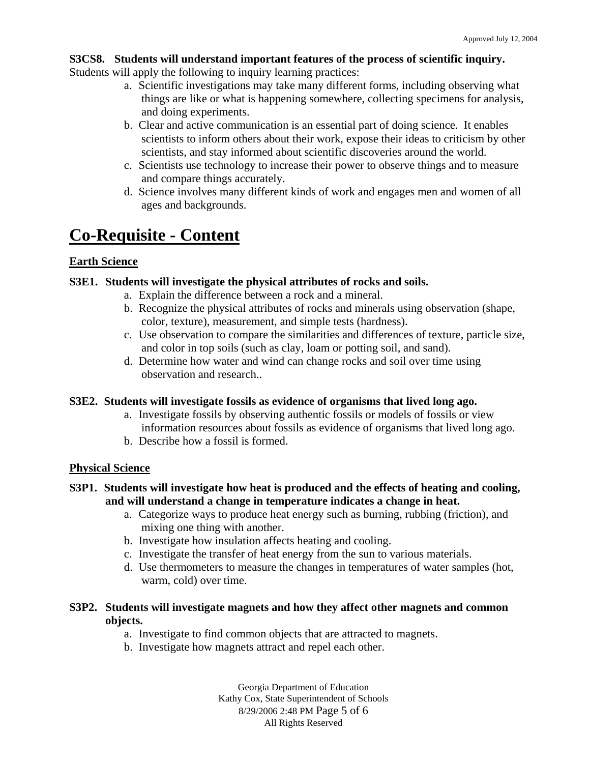**S3CS8. Students will understand important features of the process of scientific inquiry.**
Students will apply the following to inquiry learning practices:

a. Scientific investigations may take many different forms, including observing what things are like or what is happening somewhere, collecting specimens for analysis, and doing experiments.
b. Clear and active communication is an essential part of doing science. It enables scientists to inform others about their work, expose their ideas to criticism by other scientists, and stay informed about scientific discoveries around the world.
c. Scientists use technology to increase their power to observe things and to measure and compare things accurately.
d. Science involves many different kinds of work and engages men and women of all ages and backgrounds.

# Co-Requisite - Content

## Earth Science

**S3E1. Students will investigate the physical attributes of rocks and soils.**

a. Explain the difference between a rock and a mineral.
b. Recognize the physical attributes of rocks and minerals using observation (shape, color, texture), measurement, and simple tests (hardness).
c. Use observation to compare the similarities and differences of texture, particle size, and color in top soils (such as clay, loam or potting soil, and sand).
d. Determine how water and wind can change rocks and soil over time using observation and research..

**S3E2. Students will investigate fossils as evidence of organisms that lived long ago.**

a. Investigate fossils by observing authentic fossils or models of fossils or view information resources about fossils as evidence of organisms that lived long ago.
b. Describe how a fossil is formed.

## Physical Science

**S3P1. Students will investigate how heat is produced and the effects of heating and cooling, and will understand a change in temperature indicates a change in heat.**

a. Categorize ways to produce heat energy such as burning, rubbing (friction), and mixing one thing with another.
b. Investigate how insulation affects heating and cooling.
c. Investigate the transfer of heat energy from the sun to various materials.
d. Use thermometers to measure the changes in temperatures of water samples (hot, warm, cold) over time.

**S3P2. Students will investigate magnets and how they affect other magnets and common objects.**

a. Investigate to find common objects that are attracted to magnets.
b. Investigate how magnets attract and repel each other.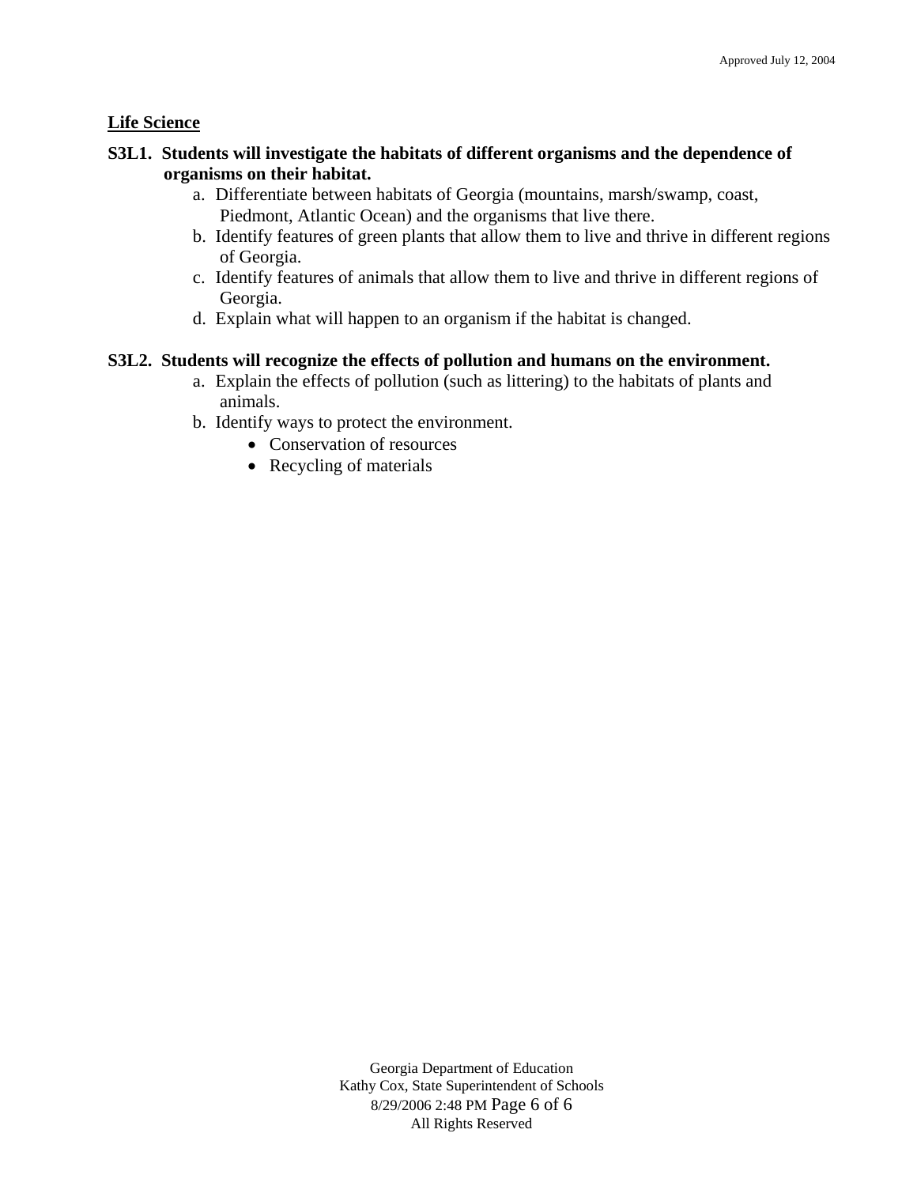## Life Science

**S3L1. Students will investigate the habitats of different organisms and the dependence of organisms on their habitat.**

a. Differentiate between habitats of Georgia (mountains, marsh/swamp, coast, Piedmont, Atlantic Ocean) and the organisms that live there.

b. Identify features of green plants that allow them to live and thrive in different regions of Georgia.

c. Identify features of animals that allow them to live and thrive in different regions of Georgia.

d. Explain what will happen to an organism if the habitat is changed.

**S3L2. Students will recognize the effects of pollution and humans on the environment.**

a. Explain the effects of pollution (such as littering) to the habitats of plants and animals.

b. Identify ways to protect the environment.

- Conservation of resources
- Recycling of materials